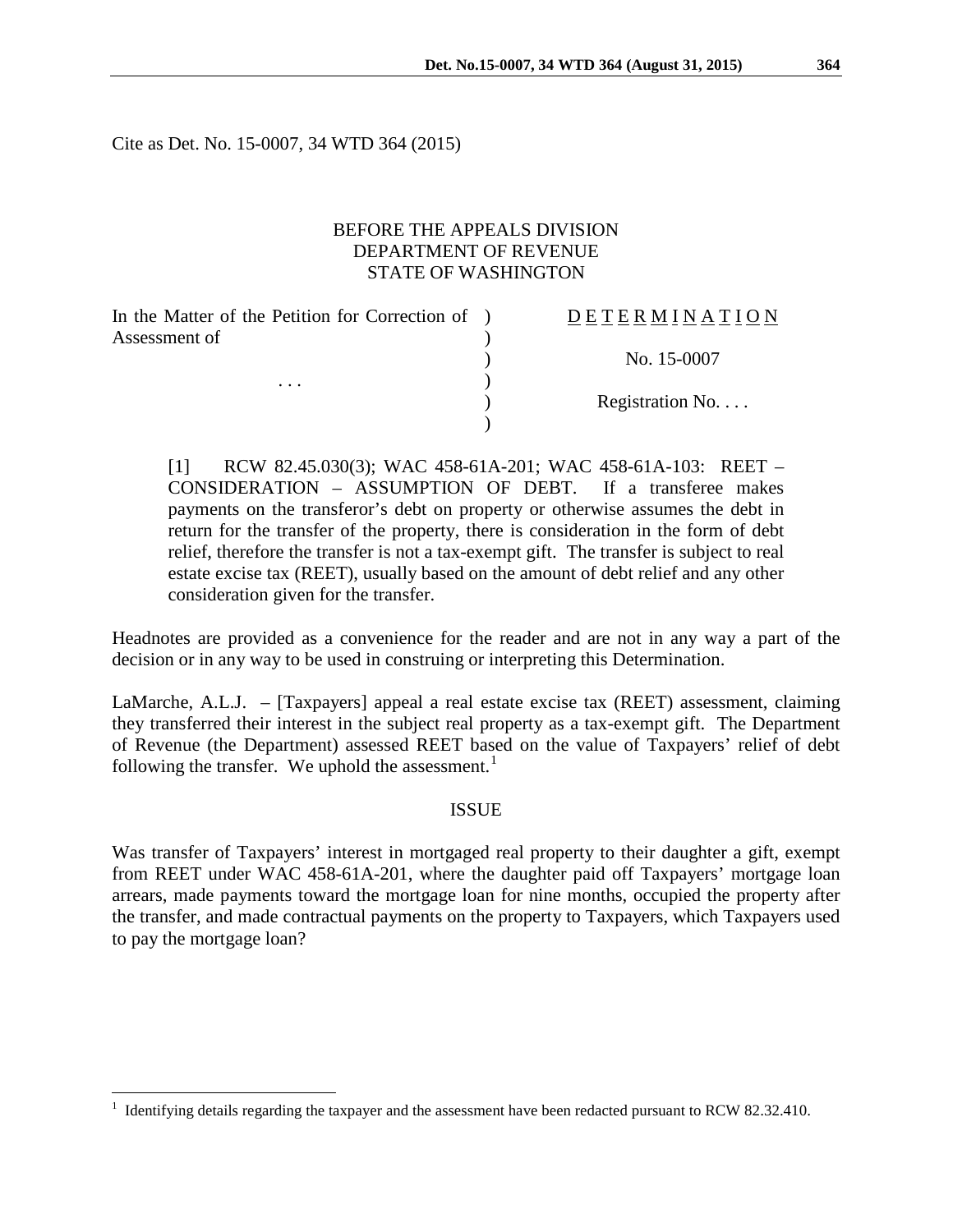Cite as Det. No. 15-0007, 34 WTD 364 (2015)

BEFORE THE APPEALS DIVISION
DEPARTMENT OF REVENUE
STATE OF WASHINGTON

| In the Matter of the Petition for Correction of Assessment of | ) | DETERMINATION |
|---|---|---|
| | ) | No. 15-0007 |
| . . . | ) | |
| | ) | Registration No. . . . |

[1] RCW 82.45.030(3); WAC 458-61A-201; WAC 458-61A-103: REET – CONSIDERATION – ASSUMPTION OF DEBT. If a transferee makes payments on the transferor's debt on property or otherwise assumes the debt in return for the transfer of the property, there is consideration in the form of debt relief, therefore the transfer is not a tax-exempt gift. The transfer is subject to real estate excise tax (REET), usually based on the amount of debt relief and any other consideration given for the transfer.

Headnotes are provided as a convenience for the reader and are not in any way a part of the decision or in any way to be used in construing or interpreting this Determination.

LaMarche, A.L.J. – [Taxpayers] appeal a real estate excise tax (REET) assessment, claiming they transferred their interest in the subject real property as a tax-exempt gift. The Department of Revenue (the Department) assessed REET based on the value of Taxpayers' relief of debt following the transfer. We uphold the assessment.[1]

## ISSUE

Was transfer of Taxpayers' interest in mortgaged real property to their daughter a gift, exempt from REET under WAC 458-61A-201, where the daughter paid off Taxpayers' mortgage loan arrears, made payments toward the mortgage loan for nine months, occupied the property after the transfer, and made contractual payments on the property to Taxpayers, which Taxpayers used to pay the mortgage loan?

[1] Identifying details regarding the taxpayer and the assessment have been redacted pursuant to RCW 82.32.410.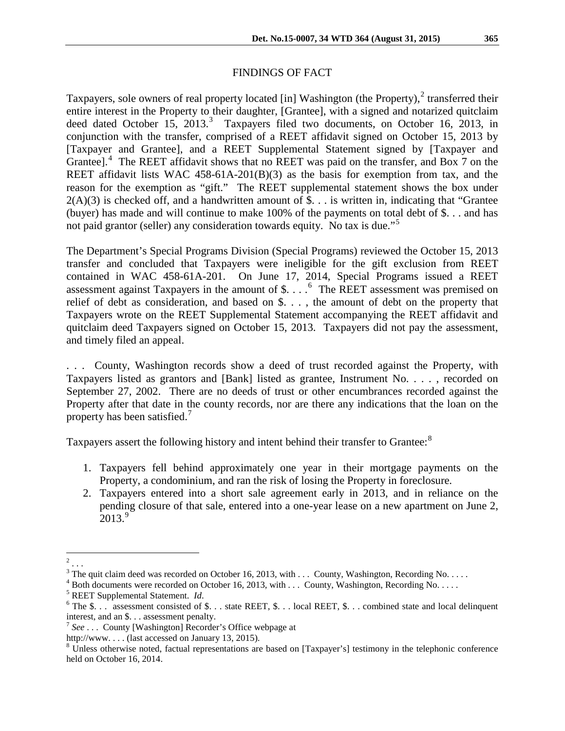## FINDINGS OF FACT

Taxpayers, sole owners of real property located [in] Washington (the Property),[2] transferred their entire interest in the Property to their daughter, [Grantee], with a signed and notarized quitclaim deed dated October 15, 2013.[3] Taxpayers filed two documents, on October 16, 2013, in conjunction with the transfer, comprised of a REET affidavit signed on October 15, 2013 by [Taxpayer and Grantee], and a REET Supplemental Statement signed by [Taxpayer and Grantee].[4] The REET affidavit shows that no REET was paid on the transfer, and Box 7 on the REET affidavit lists WAC 458-61A-201(B)(3) as the basis for exemption from tax, and the reason for the exemption as "gift." The REET supplemental statement shows the box under 2(A)(3) is checked off, and a handwritten amount of $. . . is written in, indicating that "Grantee (buyer) has made and will continue to make 100% of the payments on total debt of $. . . and has not paid grantor (seller) any consideration towards equity. No tax is due."[5]

The Department's Special Programs Division (Special Programs) reviewed the October 15, 2013 transfer and concluded that Taxpayers were ineligible for the gift exclusion from REET contained in WAC 458-61A-201. On June 17, 2014, Special Programs issued a REET assessment against Taxpayers in the amount of $. . . .[6] The REET assessment was premised on relief of debt as consideration, and based on $. . . , the amount of debt on the property that Taxpayers wrote on the REET Supplemental Statement accompanying the REET affidavit and quitclaim deed Taxpayers signed on October 15, 2013. Taxpayers did not pay the assessment, and timely filed an appeal.

. . . County, Washington records show a deed of trust recorded against the Property, with Taxpayers listed as grantors and [Bank] listed as grantee, Instrument No. . . . , recorded on September 27, 2002. There are no deeds of trust or other encumbrances recorded against the Property after that date in the county records, nor are there any indications that the loan on the property has been satisfied.[7]

Taxpayers assert the following history and intent behind their transfer to Grantee:[8]

1. Taxpayers fell behind approximately one year in their mortgage payments on the Property, a condominium, and ran the risk of losing the Property in foreclosure.
2. Taxpayers entered into a short sale agreement early in 2013, and in reliance on the pending closure of that sale, entered into a one-year lease on a new apartment on June 2, 2013.[9]

---

[2] . . .

[3] The quit claim deed was recorded on October 16, 2013, with . . . County, Washington, Recording No. . . . .

[4] Both documents were recorded on October 16, 2013, with . . . County, Washington, Recording No. . . . .

[5] REET Supplemental Statement. *Id*.

[6] The $. . . assessment consisted of $. . . state REET, $. . . local REET, $. . . combined state and local delinquent interest, and an $. . . assessment penalty.

[7] *See* . . . County [Washington] Recorder's Office webpage at http://www. . . . (last accessed on January 13, 2015).

[8] Unless otherwise noted, factual representations are based on [Taxpayer's] testimony in the telephonic conference held on October 16, 2014.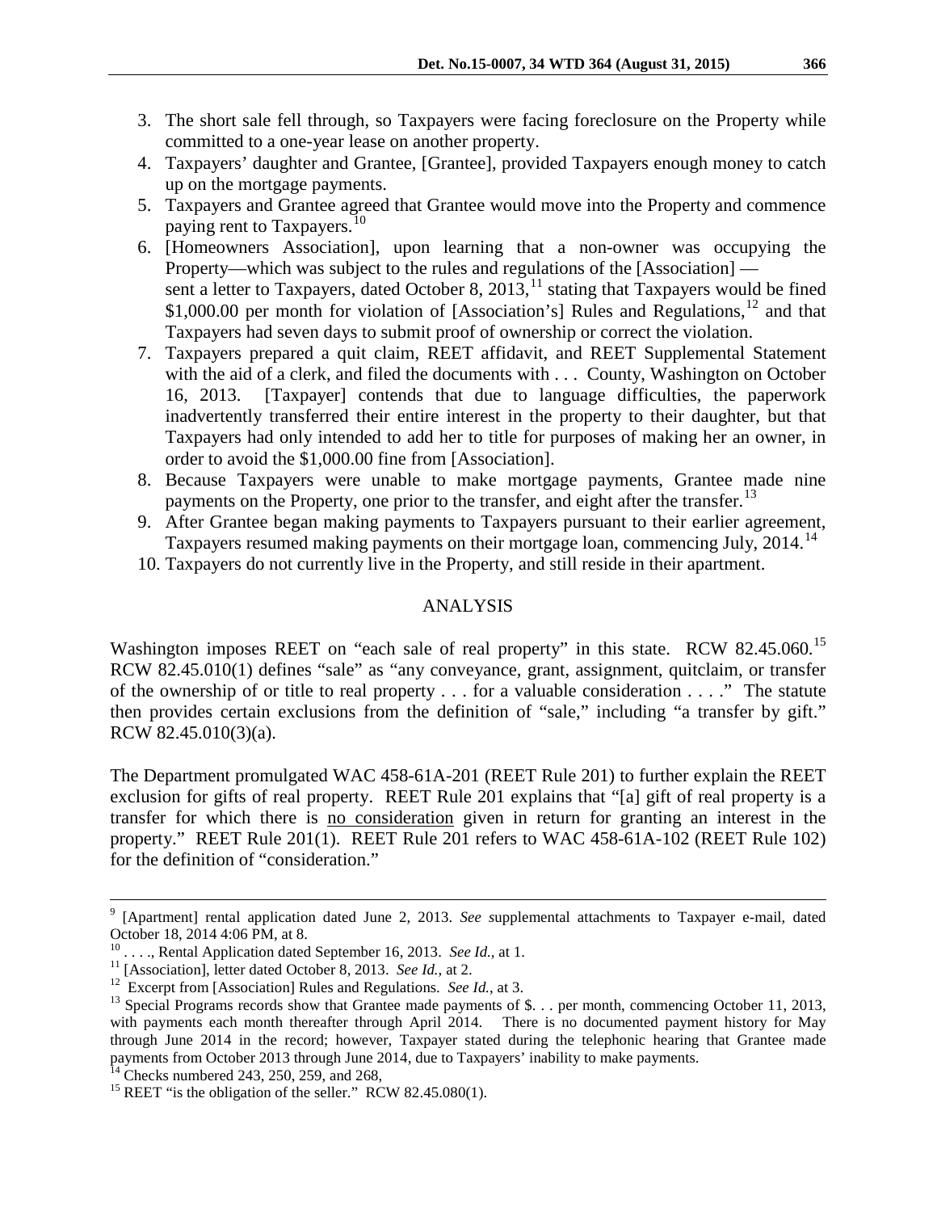3. The short sale fell through, so Taxpayers were facing foreclosure on the Property while committed to a one-year lease on another property.
4. Taxpayers' daughter and Grantee, [Grantee], provided Taxpayers enough money to catch up on the mortgage payments.
5. Taxpayers and Grantee agreed that Grantee would move into the Property and commence paying rent to Taxpayers.[10]
6. [Homeowners Association], upon learning that a non-owner was occupying the Property—which was subject to the rules and regulations of the [Association] — sent a letter to Taxpayers, dated October 8, 2013,[11] stating that Taxpayers would be fined $1,000.00 per month for violation of [Association's] Rules and Regulations,[12] and that Taxpayers had seven days to submit proof of ownership or correct the violation.
7. Taxpayers prepared a quit claim, REET affidavit, and REET Supplemental Statement with the aid of a clerk, and filed the documents with . . . County, Washington on October 16, 2013. [Taxpayer] contends that due to language difficulties, the paperwork inadvertently transferred their entire interest in the property to their daughter, but that Taxpayers had only intended to add her to title for purposes of making her an owner, in order to avoid the $1,000.00 fine from [Association].
8. Because Taxpayers were unable to make mortgage payments, Grantee made nine payments on the Property, one prior to the transfer, and eight after the transfer.[13]
9. After Grantee began making payments to Taxpayers pursuant to their earlier agreement, Taxpayers resumed making payments on their mortgage loan, commencing July, 2014.[14]
10. Taxpayers do not currently live in the Property, and still reside in their apartment.

## ANALYSIS

Washington imposes REET on "each sale of real property" in this state. RCW 82.45.060.[15] RCW 82.45.010(1) defines "sale" as "any conveyance, grant, assignment, quitclaim, or transfer of the ownership of or title to real property . . . for a valuable consideration . . . ." The statute then provides certain exclusions from the definition of "sale," including "a transfer by gift." RCW 82.45.010(3)(a).

The Department promulgated WAC 458-61A-201 (REET Rule 201) to further explain the REET exclusion for gifts of real property. REET Rule 201 explains that "[a] gift of real property is a transfer for which there is no consideration given in return for granting an interest in the property." REET Rule 201(1). REET Rule 201 refers to WAC 458-61A-102 (REET Rule 102) for the definition of "consideration."

---

[9] [Apartment] rental application dated June 2, 2013. *See s*upplemental attachments to Taxpayer e-mail, dated October 18, 2014 4:06 PM, at 8.

[10] . . . ., Rental Application dated September 16, 2013. *See Id.,* at 1.

[11] [Association], letter dated October 8, 2013. *See Id.*, at 2.

[12] Excerpt from [Association] Rules and Regulations. *See Id.*, at 3.

[13] Special Programs records show that Grantee made payments of $. . . per month, commencing October 11, 2013, with payments each month thereafter through April 2014. There is no documented payment history for May through June 2014 in the record; however, Taxpayer stated during the telephonic hearing that Grantee made payments from October 2013 through June 2014, due to Taxpayers' inability to make payments.

[14] Checks numbered 243, 250, 259, and 268,

[15] REET "is the obligation of the seller." RCW 82.45.080(1).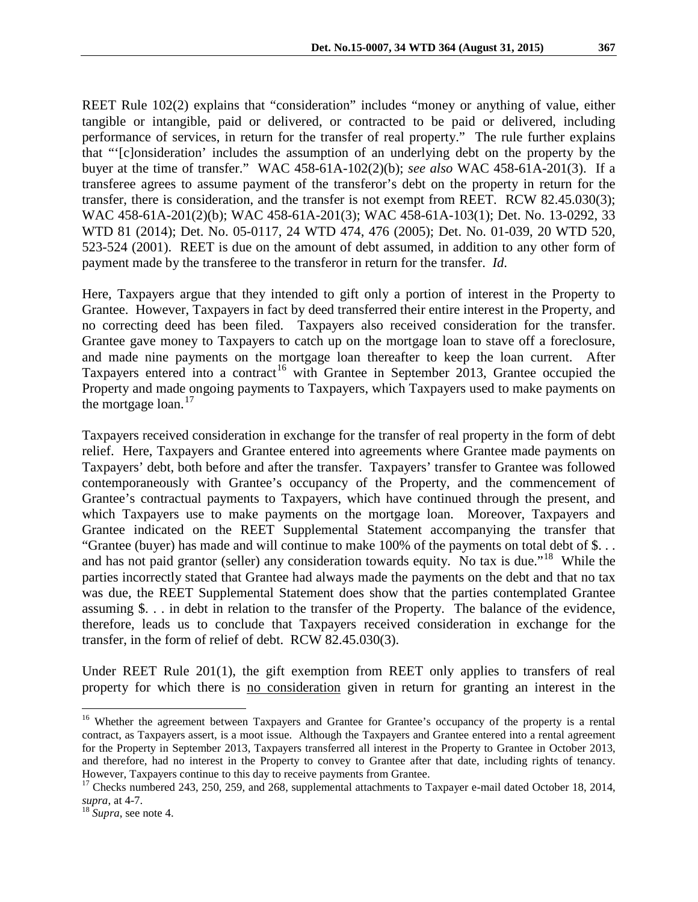REET Rule 102(2) explains that "consideration" includes "money or anything of value, either tangible or intangible, paid or delivered, or contracted to be paid or delivered, including performance of services, in return for the transfer of real property." The rule further explains that "'[c]onsideration' includes the assumption of an underlying debt on the property by the buyer at the time of transfer." WAC 458-61A-102(2)(b); *see also* WAC 458-61A-201(3). If a transferee agrees to assume payment of the transferor's debt on the property in return for the transfer, there is consideration, and the transfer is not exempt from REET. RCW 82.45.030(3); WAC 458-61A-201(2)(b); WAC 458-61A-201(3); WAC 458-61A-103(1); Det. No. 13-0292, 33 WTD 81 (2014); Det. No. 05-0117, 24 WTD 474, 476 (2005); Det. No. 01-039, 20 WTD 520, 523-524 (2001). REET is due on the amount of debt assumed, in addition to any other form of payment made by the transferee to the transferor in return for the transfer. *Id*.

Here, Taxpayers argue that they intended to gift only a portion of interest in the Property to Grantee. However, Taxpayers in fact by deed transferred their entire interest in the Property, and no correcting deed has been filed. Taxpayers also received consideration for the transfer. Grantee gave money to Taxpayers to catch up on the mortgage loan to stave off a foreclosure, and made nine payments on the mortgage loan thereafter to keep the loan current. After Taxpayers entered into a contract[16] with Grantee in September 2013, Grantee occupied the Property and made ongoing payments to Taxpayers, which Taxpayers used to make payments on the mortgage loan.[17]

Taxpayers received consideration in exchange for the transfer of real property in the form of debt relief. Here, Taxpayers and Grantee entered into agreements where Grantee made payments on Taxpayers' debt, both before and after the transfer. Taxpayers' transfer to Grantee was followed contemporaneously with Grantee's occupancy of the Property, and the commencement of Grantee's contractual payments to Taxpayers, which have continued through the present, and which Taxpayers use to make payments on the mortgage loan. Moreover, Taxpayers and Grantee indicated on the REET Supplemental Statement accompanying the transfer that "Grantee (buyer) has made and will continue to make 100% of the payments on total debt of $. . . and has not paid grantor (seller) any consideration towards equity. No tax is due."[18] While the parties incorrectly stated that Grantee had always made the payments on the debt and that no tax was due, the REET Supplemental Statement does show that the parties contemplated Grantee assuming $. . . in debt in relation to the transfer of the Property. The balance of the evidence, therefore, leads us to conclude that Taxpayers received consideration in exchange for the transfer, in the form of relief of debt. RCW 82.45.030(3).

Under REET Rule 201(1), the gift exemption from REET only applies to transfers of real property for which there is <u>no consideration</u> given in return for granting an interest in the

---

[16] Whether the agreement between Taxpayers and Grantee for Grantee's occupancy of the property is a rental contract, as Taxpayers assert, is a moot issue. Although the Taxpayers and Grantee entered into a rental agreement for the Property in September 2013, Taxpayers transferred all interest in the Property to Grantee in October 2013, and therefore, had no interest in the Property to convey to Grantee after that date, including rights of tenancy. However, Taxpayers continue to this day to receive payments from Grantee.

[17] Checks numbered 243, 250, 259, and 268, supplemental attachments to Taxpayer e-mail dated October 18, 2014, *supra*, at 4-7.

[18] *Supra*, see note 4.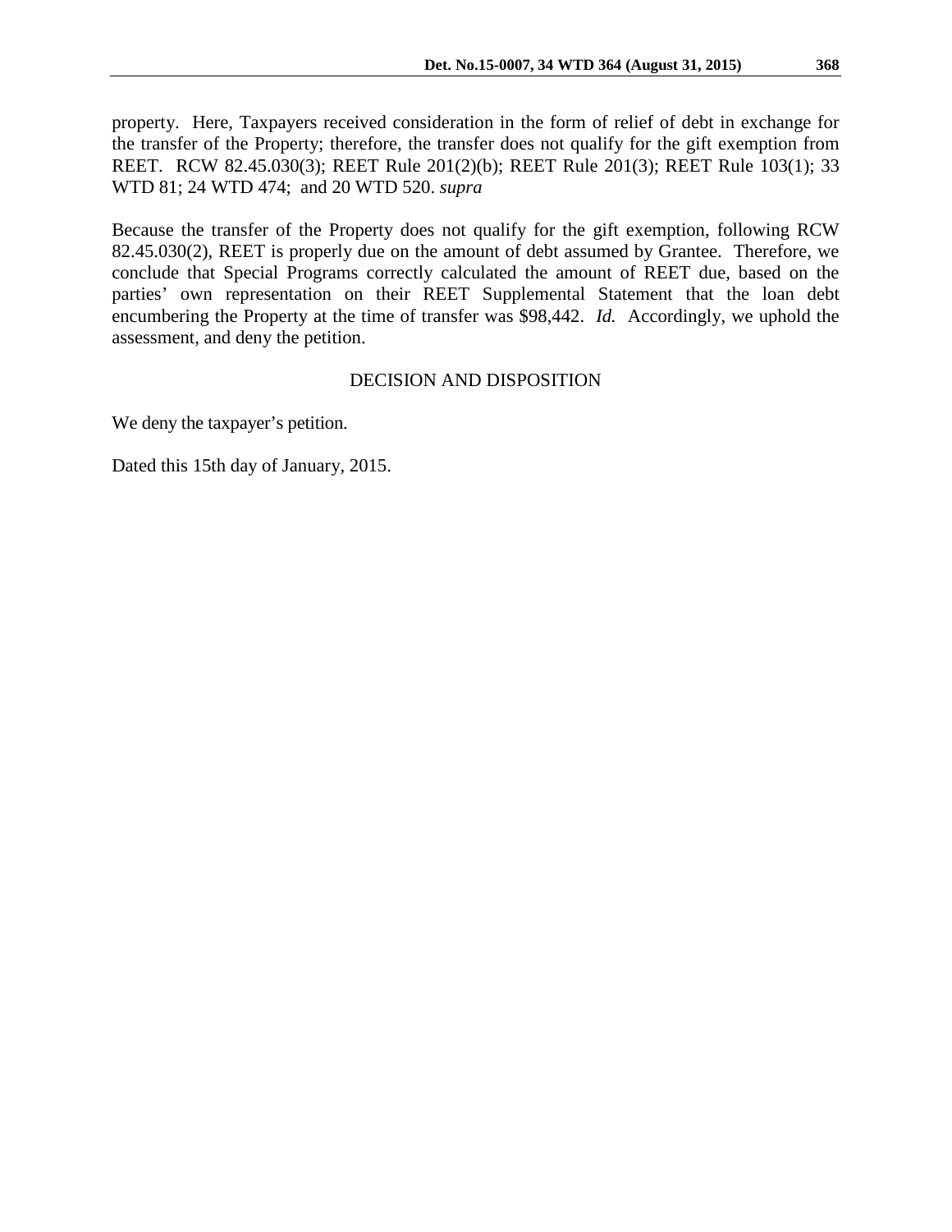property. Here, Taxpayers received consideration in the form of relief of debt in exchange for the transfer of the Property; therefore, the transfer does not qualify for the gift exemption from REET. RCW 82.45.030(3); REET Rule 201(2)(b); REET Rule 201(3); REET Rule 103(1); 33 WTD 81; 24 WTD 474; and 20 WTD 520. *supra*

Because the transfer of the Property does not qualify for the gift exemption, following RCW 82.45.030(2), REET is properly due on the amount of debt assumed by Grantee. Therefore, we conclude that Special Programs correctly calculated the amount of REET due, based on the parties' own representation on their REET Supplemental Statement that the loan debt encumbering the Property at the time of transfer was $98,442. *Id.* Accordingly, we uphold the assessment, and deny the petition.

## DECISION AND DISPOSITION

We deny the taxpayer's petition.

Dated this 15th day of January, 2015.